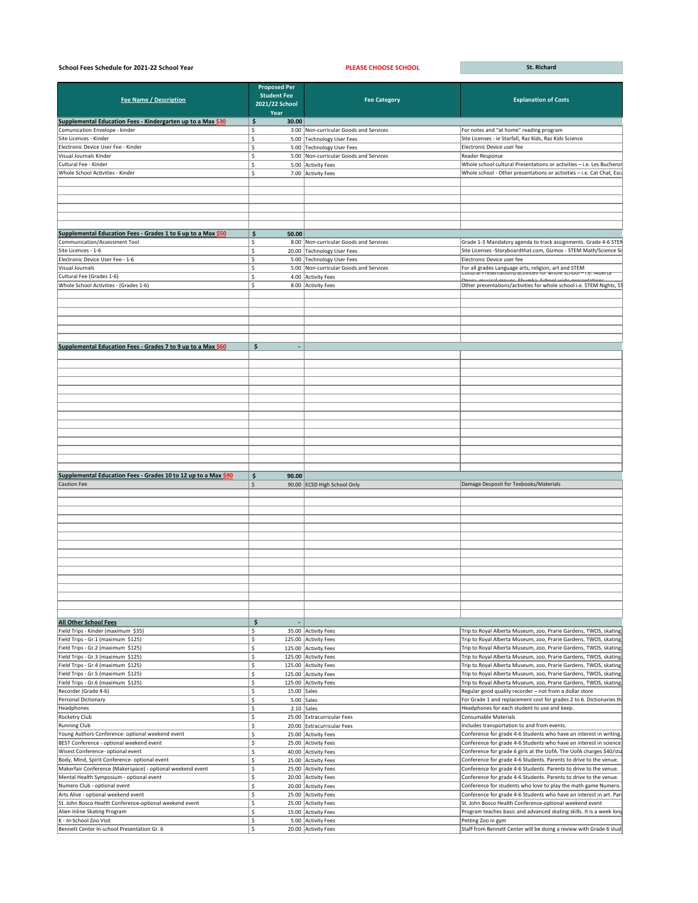**School Fees Schedule for 2021-22 School Year** | **PLEASE CHOOSE SCHOOL** | **St. Richard**

| Fee Name / Description | Proposed Per Student Fee 2021/22 School Year | Fee Category | Explanation of Costs |
|---|---|---|---|
| **Supplemental Education Fees - Kindergarten up to a Max $30** | **$ 30.00** | | |
| Comunication Envelope - kinder | $ 3.00 | Non-curricular Goods and Services | For notes and "at home" reading program |
| Site Licences - Kinder | $ 5.00 | Technology User Fees | Site Licenses - ie Starfall, Raz Kids, Raz Kids Science |
| Electronic Device User Fee - Kinder | $ 5.00 | Technology User Fees | Electronic Device user fee |
| Visual Journals Kinder | $ 5.00 | Non-curricular Goods and Services | Reader Response |
| Cultural Fee - Kinder | $ 5.00 | Activity Fees | Whole school cultural Presentations or activities – i.e. Les Bucheron |
| Whole School Activities - Kinder | $ 7.00 | Activity Fees | Whole school - Other presentations or activities – i.e. Cat Chat, Esc |
| **Supplemental Education Fees - Grades 1 to 6 up to a Max $50** | **$ 50.00** | | |
| Communication/Assessment Tool | $ 8.00 | Non-curricular Goods and Services | Grade 1-3 Mandatory agenda to track assignments. Grade 4-6 STEM |
| Site Licences - 1-6 | $ 20.00 | Technology User Fees | Site Licenses -Storyboardthat.com, Gizmos - STEM Math/Science Si |
| Electronic Device User Fee - 1-6 | $ 5.00 | Technology User Fees | Electronic Device user fee |
| Visual Journals | $ 5.00 | Non-curricular Goods and Services | For all grades Language arts, religion, art and STEM |
| Cultural Fee (Grades 1-6) | $ 4.00 | Activity Fees | Cultural Presentations/activities for whole school – i.e. Alberta Opera, musical groups, Shumka, School wide presentations |
| Whole School Activities - (Grades 1-6) | $ 8.00 | Activity Fees | Other presentations/activities for whole school i.e. STEM Nights, ST |
| **Supplemental Education Fees - Grades 7 to 9 up to a Max $60** | **$ -** | | |
| **Supplemental Education Fees - Grades 10 to 12 up to a Max $90** | **$ 90.00** | | |
| Caution Fee | $ 90.00 | ECSD High School Only | Damage Desposit for Texbooks/Materials |
| **All Other School Fees** | **$ -** | | |
| Field Trips - Kinder (maximum $35) | $ 35.00 | Activity Fees | Trip to Royal Alberta Museum, zoo, Prarie Gardens, TWOS, skating |
| Field Trips - Gr.1 (maximum $125) | $ 125.00 | Activity Fees | Trip to Royal Alberta Museum, zoo, Prarie Gardens, TWOS, skating |
| Field Trips - Gr.2 (maximum $125) | $ 125.00 | Activity Fees | Trip to Royal Alberta Museum, zoo, Prarie Gardens, TWOS, skating |
| Field Trips - Gr.3 (maximum $125) | $ 125.00 | Activity Fees | Trip to Royal Alberta Museum, zoo, Prarie Gardens, TWOS, skating |
| Field Trips - Gr.4 (maximum $125) | $ 125.00 | Activity Fees | Trip to Royal Alberta Museum, zoo, Prarie Gardens, TWOS, skating |
| Field Trips - Gr.5 (maximum $125) | $ 125.00 | Activity Fees | Trip to Royal Alberta Museum, zoo, Prarie Gardens, TWOS, skating |
| Field Trips - Gr.6 (maximum $125) | $ 125.00 | Activity Fees | Trip to Royal Alberta Museum, zoo, Prarie Gardens, TWOS, skating |
| Recorder (Grade 4-6) | $ 15.00 | Sales | Regular good quality recorder – not from a dollar store |
| Personal Dictionary | $ 5.00 | Sales | For Grade 1 and replacement cost for grades 2 to 6. Dictionaries th |
| Headphones | $ 2.10 | Sales | Headphones for each student to use and keep. |
| Rocketry Club | $ 25.00 | Extracurricular Fees | Consumable Materials |
| Running Club | $ 20.00 | Extracurricular Fees | Includes transportation to and from events. |
| Young Authors Conference- optional weekend event | $ 25.00 | Activity Fees | Conference for grade 4-6 Students who have an interest in writing. |
| BEST Conference - optional weekend event | $ 25.00 | Activity Fees | Conference for grade 4-6 Students who have an interest in science. |
| Wisest Conference- optional event | $ 40.00 | Activity Fees | Conference for grade 6 girls at the UofA. The UofA charges $40/stu |
| Body, Mind, Spirit Conference- optional event | $ 25.00 | Activity Fees | Conference for grade 4-6 Students. Parents to drive to the venue. |
| Makerfair Conference (Makerspace) - optional weekend event | $ 25.00 | Activity Fees | Conference for grade 4-6 Students. Parents to drive to the venue. |
| Mental Health Symposium - optional event | $ 20.00 | Activity Fees | Conference for grade 4-6 Students. Parents to drive to the venue. |
| Numero Club - optional event | $ 20.00 | Activity Fees | Conference for students who love to play the math game Numero. |
| Arts Alive - optional weekend event | $ 25.00 | Activity Fees | Conference for grade 4-6 Students who have an interest in art. Par |
| St. John Bosco Health Conference-optional weekend event | $ 25.00 | Activity Fees | St. John Bosco Health Conference-optional weekend event |
| Alien Inline Skating Program | $ 15.00 | Activity Fees | Program teaches basic and advanced skating skills. It is a week long |
| K - In-School Zoo Visit | $ 5.00 | Activity Fees | Petting Zoo in gym |
| Bennett Center In-school Presentation Gr. 6 | $ 20.00 | Activity Fees | Staff from Bennett Center will be doing a review with Grade 6 stud |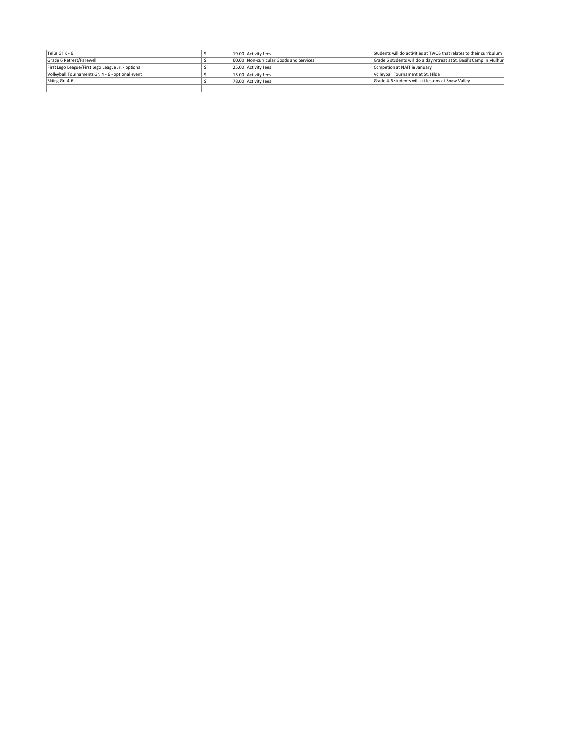| | | | | |
|---|---|---|---|---|
| Telus Gr K - 6 | $ | 19.00 | Activity Fees | Students will do activities at TWOS that relates to their curriculum |
| Grade 6 Retreat/Farewell | $ | 60.00 | Non-curricular Goods and Services | Grade 6 students will do a day retreat at St. Basil's Camp in Mulhur |
| First Lego League/First Lego League Jr. - optional | $ | 25.00 | Activity Fees | Competion at NAIT in January |
| Volleyball Tournaments Gr. 4 - 6 - optional event | $ | 15.00 | Activity Fees | Volleyball Tournament at St. Hilda |
| Skiing Gr. 4-6 | $ | 78.00 | Activity Fees | Grade 4-6 students will ski lessons at Snow Valley |
| | | | | |